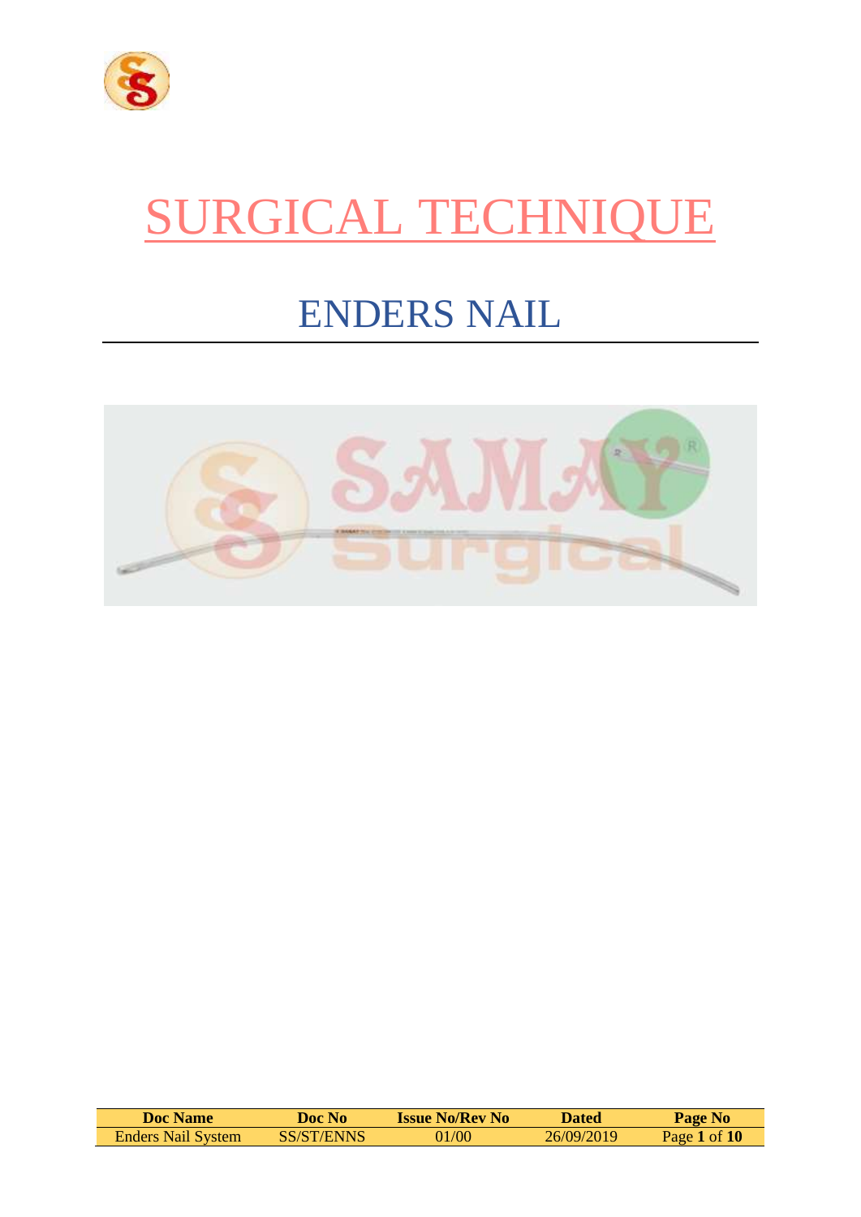# SURGICAL TECHNIQUE

## ENDERS NAIL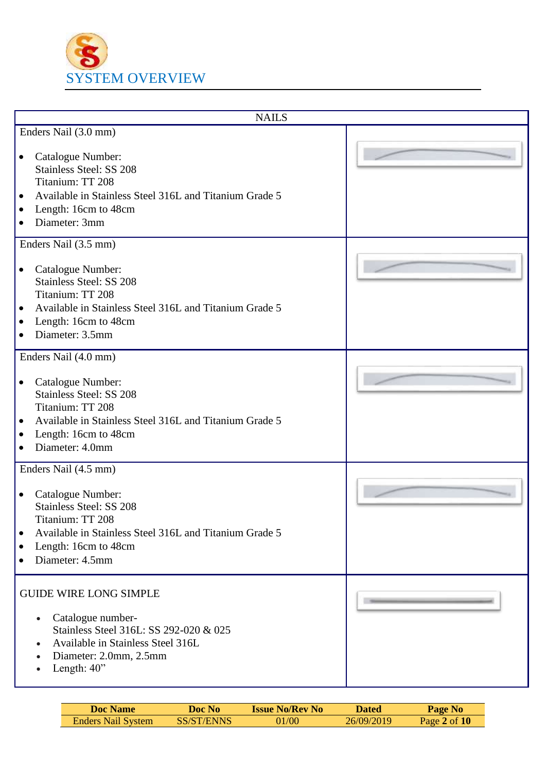# SYSTEM OVERVIEW

| NAILS | |
|---|---|
| Enders Nail (3.0 mm)<br><br>• Catalogue Number:<br>Stainless Steel: SS 208<br>Titanium: TT 208<br>• Available in Stainless Steel 316L and Titanium Grade 5<br>• Length: 16cm to 48cm<br>• Diameter: 3mm | |
| Enders Nail (3.5 mm)<br><br>• Catalogue Number:<br>Stainless Steel: SS 208<br>Titanium: TT 208<br>• Available in Stainless Steel 316L and Titanium Grade 5<br>• Length: 16cm to 48cm<br>• Diameter: 3.5mm | |
| Enders Nail (4.0 mm)<br><br>• Catalogue Number:<br>Stainless Steel: SS 208<br>Titanium: TT 208<br>• Available in Stainless Steel 316L and Titanium Grade 5<br>• Length: 16cm to 48cm<br>• Diameter: 4.0mm | |
| Enders Nail (4.5 mm)<br><br>• Catalogue Number:<br>Stainless Steel: SS 208<br>Titanium: TT 208<br>• Available in Stainless Steel 316L and Titanium Grade 5<br>• Length: 16cm to 48cm<br>• Diameter: 4.5mm | |
| GUIDE WIRE LONG SIMPLE<br><br>• Catalogue number-<br>Stainless Steel 316L: SS 292-020 & 025<br>• Available in Stainless Steel 316L<br>• Diameter: 2.0mm, 2.5mm<br>• Length: 40" | |

| Doc Name | Doc No | Issue No/Rev No | Dated | Page No |
|---|---|---|---|---|
| Enders Nail System | SS/ST/ENNS | 01/00 | 26/09/2019 | Page **2** of **10** |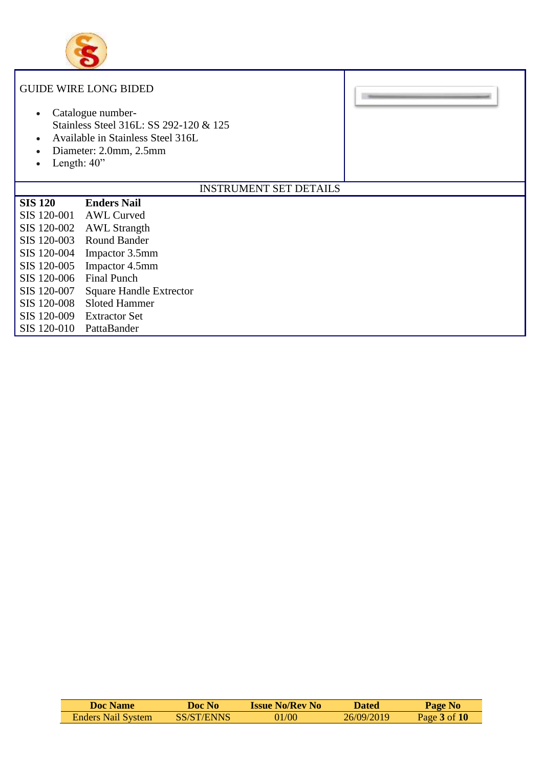GUIDE WIRE LONG BIDED

- Catalogue number-
  Stainless Steel 316L: SS 292-120 & 125
- Available in Stainless Steel 316L
- Diameter: 2.0mm, 2.5mm
- Length: 40”

## INSTRUMENT SET DETAILS

| **SIS 120** | **Enders Nail** |
|---|---|
| SIS 120-001 | AWL Curved |
| SIS 120-002 | AWL Strangth |
| SIS 120-003 | Round Bander |
| SIS 120-004 | Impactor 3.5mm |
| SIS 120-005 | Impactor 4.5mm |
| SIS 120-006 | Final Punch |
| SIS 120-007 | Square Handle Extrector |
| SIS 120-008 | Sloted Hammer |
| SIS 120-009 | Extractor Set |
| SIS 120-010 | PattaBander |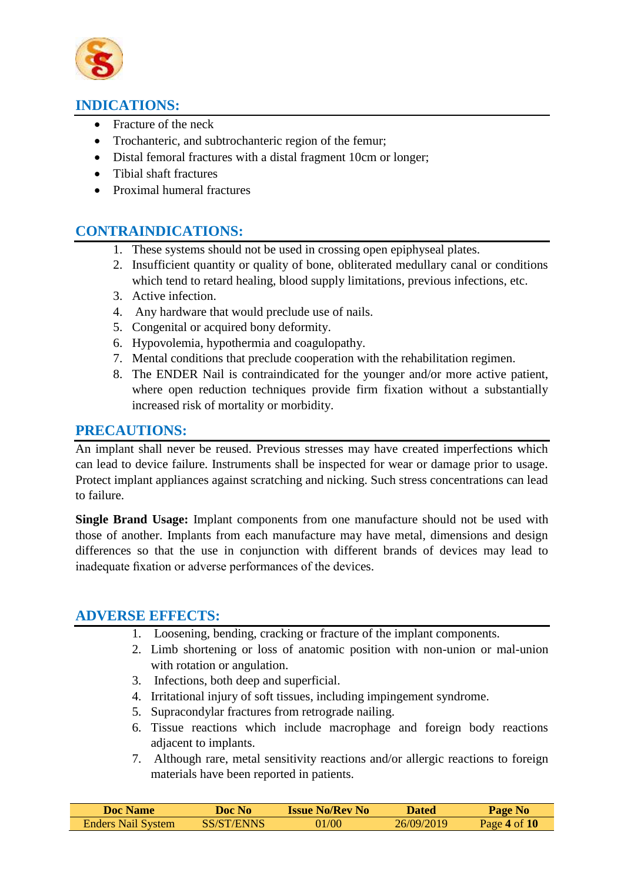## INDICATIONS:

- Fracture of the neck
- Trochanteric, and subtrochanteric region of the femur;
- Distal femoral fractures with a distal fragment 10cm or longer;
- Tibial shaft fractures
- Proximal humeral fractures

## CONTRAINDICATIONS:

1. These systems should not be used in crossing open epiphyseal plates.
2. Insufficient quantity or quality of bone, obliterated medullary canal or conditions which tend to retard healing, blood supply limitations, previous infections, etc.
3. Active infection.
4. Any hardware that would preclude use of nails.
5. Congenital or acquired bony deformity.
6. Hypovolemia, hypothermia and coagulopathy.
7. Mental conditions that preclude cooperation with the rehabilitation regimen.
8. The ENDER Nail is contraindicated for the younger and/or more active patient, where open reduction techniques provide firm fixation without a substantially increased risk of mortality or morbidity.

## PRECAUTIONS:

An implant shall never be reused. Previous stresses may have created imperfections which can lead to device failure. Instruments shall be inspected for wear or damage prior to usage. Protect implant appliances against scratching and nicking. Such stress concentrations can lead to failure.

**Single Brand Usage:** Implant components from one manufacture should not be used with those of another. Implants from each manufacture may have metal, dimensions and design differences so that the use in conjunction with different brands of devices may lead to inadequate fixation or adverse performances of the devices.

## ADVERSE EFFECTS:

1. Loosening, bending, cracking or fracture of the implant components.
2. Limb shortening or loss of anatomic position with non-union or mal-union with rotation or angulation.
3. Infections, both deep and superficial.
4. Irritational injury of soft tissues, including impingement syndrome.
5. Supracondylar fractures from retrograde nailing.
6. Tissue reactions which include macrophage and foreign body reactions adjacent to implants.
7. Although rare, metal sensitivity reactions and/or allergic reactions to foreign materials have been reported in patients.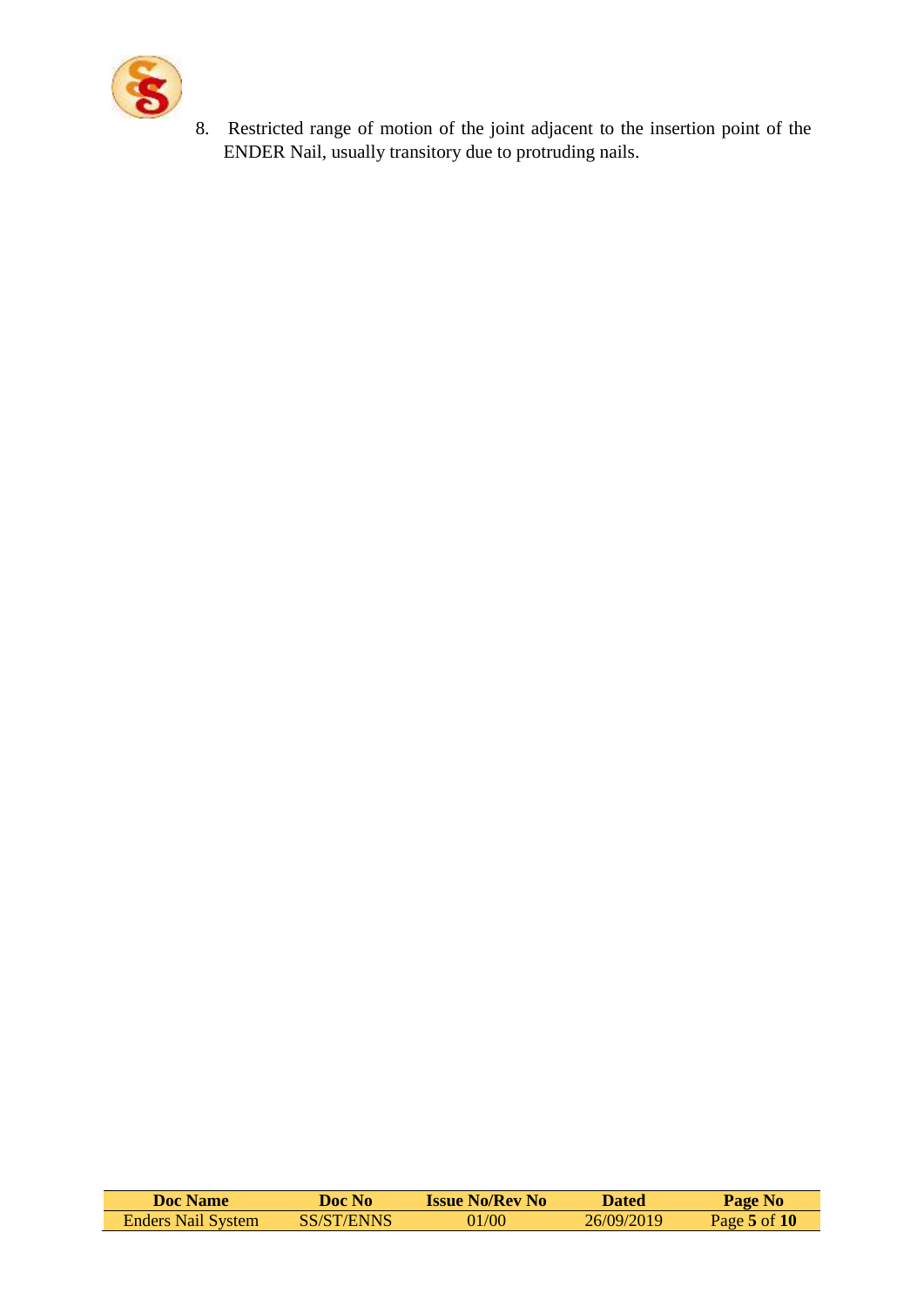8. Restricted range of motion of the joint adjacent to the insertion point of the ENDER Nail, usually transitory due to protruding nails.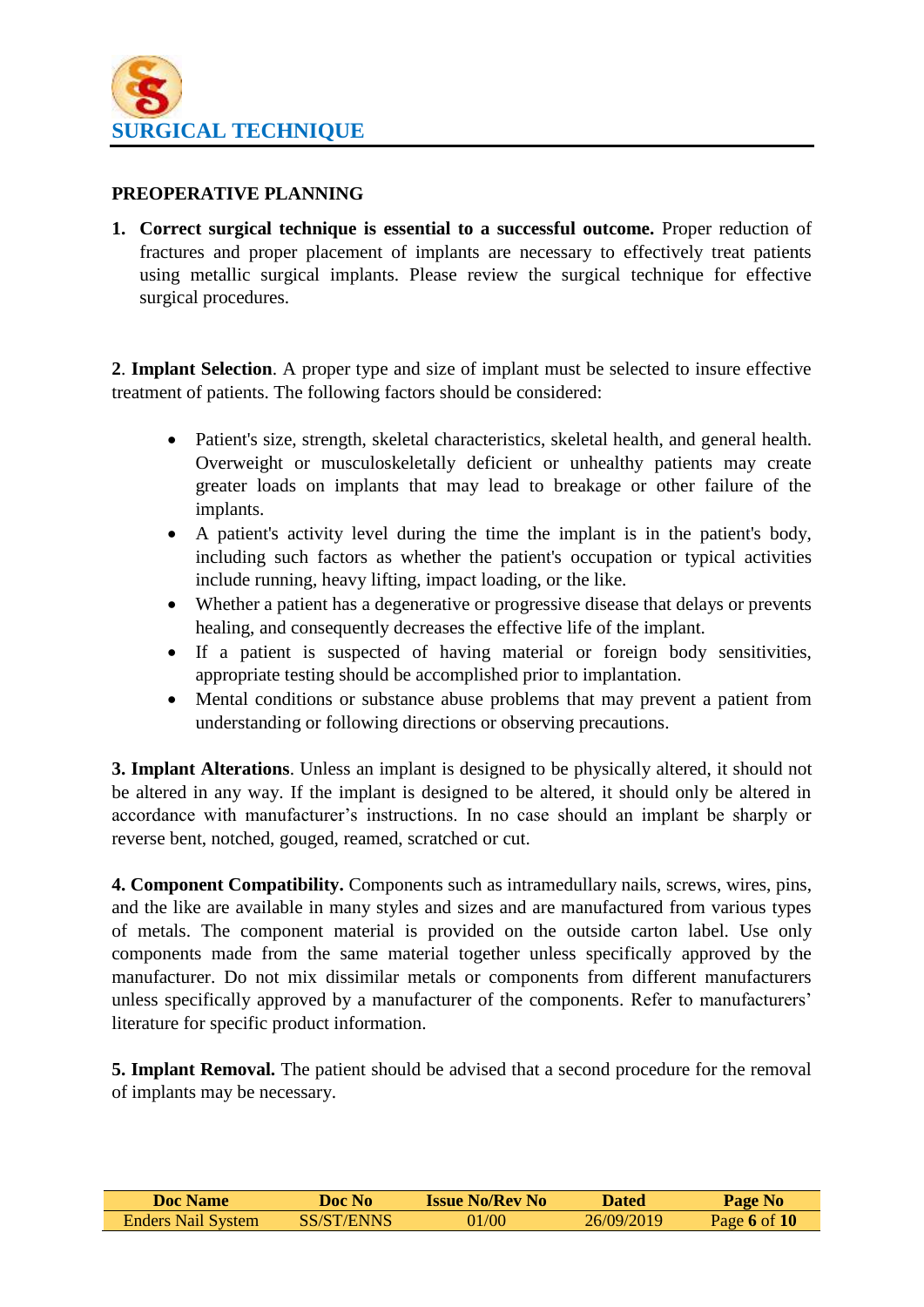## SURGICAL TECHNIQUE

### PREOPERATIVE PLANNING

1. **Correct surgical technique is essential to a successful outcome.** Proper reduction of fractures and proper placement of implants are necessary to effectively treat patients using metallic surgical implants. Please review the surgical technique for effective surgical procedures.

**2**. **Implant Selection**. A proper type and size of implant must be selected to insure effective treatment of patients. The following factors should be considered:

- Patient's size, strength, skeletal characteristics, skeletal health, and general health. Overweight or musculoskeletally deficient or unhealthy patients may create greater loads on implants that may lead to breakage or other failure of the implants.
- A patient's activity level during the time the implant is in the patient's body, including such factors as whether the patient's occupation or typical activities include running, heavy lifting, impact loading, or the like.
- Whether a patient has a degenerative or progressive disease that delays or prevents healing, and consequently decreases the effective life of the implant.
- If a patient is suspected of having material or foreign body sensitivities, appropriate testing should be accomplished prior to implantation.
- Mental conditions or substance abuse problems that may prevent a patient from understanding or following directions or observing precautions.

**3. Implant Alterations**. Unless an implant is designed to be physically altered, it should not be altered in any way. If the implant is designed to be altered, it should only be altered in accordance with manufacturer's instructions. In no case should an implant be sharply or reverse bent, notched, gouged, reamed, scratched or cut.

**4. Component Compatibility.** Components such as intramedullary nails, screws, wires, pins, and the like are available in many styles and sizes and are manufactured from various types of metals. The component material is provided on the outside carton label. Use only components made from the same material together unless specifically approved by the manufacturer. Do not mix dissimilar metals or components from different manufacturers unless specifically approved by a manufacturer of the components. Refer to manufacturers' literature for specific product information.

**5. Implant Removal.** The patient should be advised that a second procedure for the removal of implants may be necessary.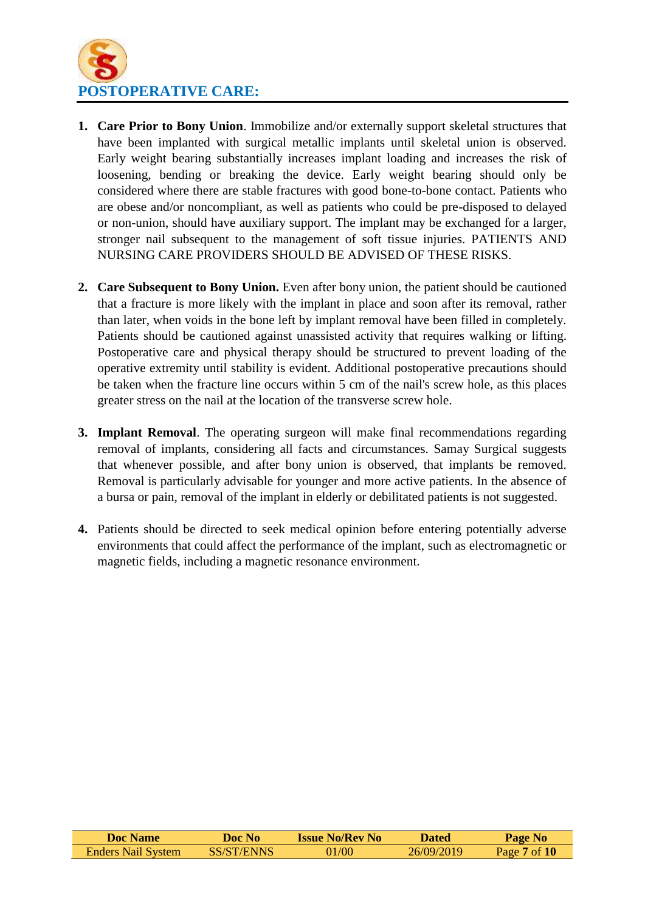# POSTOPERATIVE CARE:

1. **Care Prior to Bony Union**. Immobilize and/or externally support skeletal structures that have been implanted with surgical metallic implants until skeletal union is observed. Early weight bearing substantially increases implant loading and increases the risk of loosening, bending or breaking the device. Early weight bearing should only be considered where there are stable fractures with good bone-to-bone contact. Patients who are obese and/or noncompliant, as well as patients who could be pre-disposed to delayed or non-union, should have auxiliary support. The implant may be exchanged for a larger, stronger nail subsequent to the management of soft tissue injuries. PATIENTS AND NURSING CARE PROVIDERS SHOULD BE ADVISED OF THESE RISKS.

2. **Care Subsequent to Bony Union.** Even after bony union, the patient should be cautioned that a fracture is more likely with the implant in place and soon after its removal, rather than later, when voids in the bone left by implant removal have been filled in completely. Patients should be cautioned against unassisted activity that requires walking or lifting. Postoperative care and physical therapy should be structured to prevent loading of the operative extremity until stability is evident. Additional postoperative precautions should be taken when the fracture line occurs within 5 cm of the nail's screw hole, as this places greater stress on the nail at the location of the transverse screw hole.

3. **Implant Removal**. The operating surgeon will make final recommendations regarding removal of implants, considering all facts and circumstances. Samay Surgical suggests that whenever possible, and after bony union is observed, that implants be removed. Removal is particularly advisable for younger and more active patients. In the absence of a bursa or pain, removal of the implant in elderly or debilitated patients is not suggested.

4. Patients should be directed to seek medical opinion before entering potentially adverse environments that could affect the performance of the implant, such as electromagnetic or magnetic fields, including a magnetic resonance environment.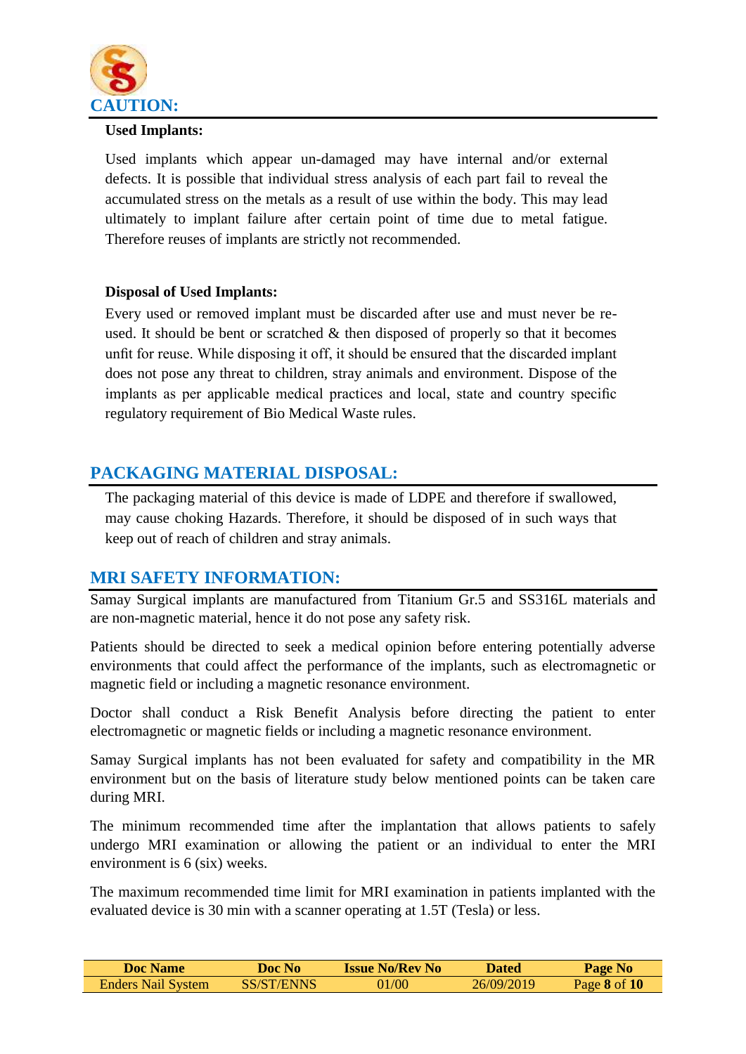## CAUTION:

**Used Implants:**

Used implants which appear un-damaged may have internal and/or external defects. It is possible that individual stress analysis of each part fail to reveal the accumulated stress on the metals as a result of use within the body. This may lead ultimately to implant failure after certain point of time due to metal fatigue. Therefore reuses of implants are strictly not recommended.

**Disposal of Used Implants:**

Every used or removed implant must be discarded after use and must never be re-used. It should be bent or scratched & then disposed of properly so that it becomes unfit for reuse. While disposing it off, it should be ensured that the discarded implant does not pose any threat to children, stray animals and environment. Dispose of the implants as per applicable medical practices and local, state and country specific regulatory requirement of Bio Medical Waste rules.

## PACKAGING MATERIAL DISPOSAL:

The packaging material of this device is made of LDPE and therefore if swallowed, may cause choking Hazards. Therefore, it should be disposed of in such ways that keep out of reach of children and stray animals.

## MRI SAFETY INFORMATION:

Samay Surgical implants are manufactured from Titanium Gr.5 and SS316L materials and are non-magnetic material, hence it do not pose any safety risk.

Patients should be directed to seek a medical opinion before entering potentially adverse environments that could affect the performance of the implants, such as electromagnetic or magnetic field or including a magnetic resonance environment.

Doctor shall conduct a Risk Benefit Analysis before directing the patient to enter electromagnetic or magnetic fields or including a magnetic resonance environment.

Samay Surgical implants has not been evaluated for safety and compatibility in the MR environment but on the basis of literature study below mentioned points can be taken care during MRI.

The minimum recommended time after the implantation that allows patients to safely undergo MRI examination or allowing the patient or an individual to enter the MRI environment is 6 (six) weeks.

The maximum recommended time limit for MRI examination in patients implanted with the evaluated device is 30 min with a scanner operating at 1.5T (Tesla) or less.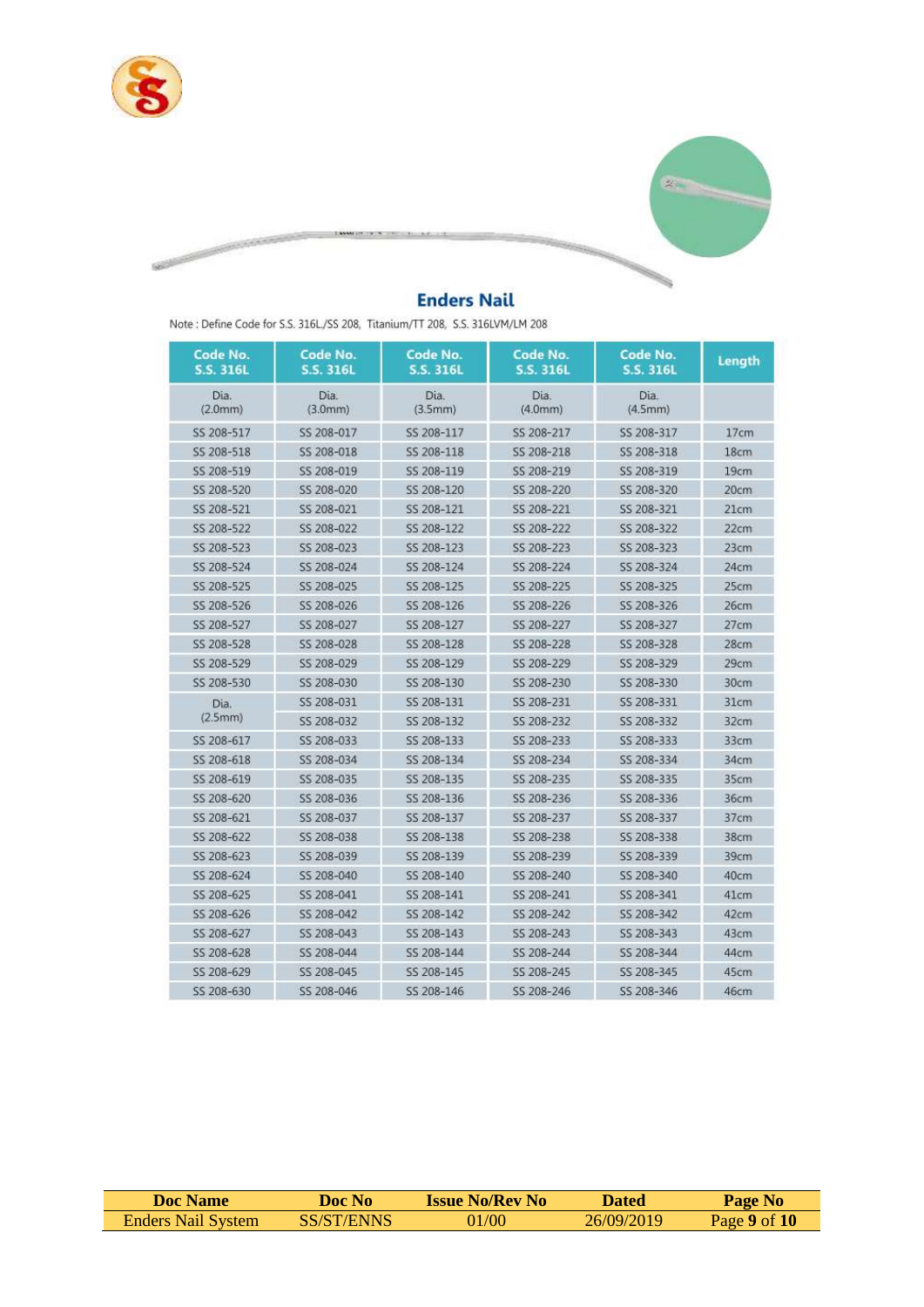## Enders Nail

Note : Define Code for S.S. 316L/SS 208, Titanium/TT 208, S.S. 316LVM/LM 208

| Code No. S.S. 316L | Code No. S.S. 316L | Code No. S.S. 316L | Code No. S.S. 316L | Code No. S.S. 316L | Length |
|---|---|---|---|---|---|
| Dia. (2.0mm) | Dia. (3.0mm) | Dia. (3.5mm) | Dia. (4.0mm) | Dia. (4.5mm) | |
| SS 208-517 | SS 208-017 | SS 208-117 | SS 208-217 | SS 208-317 | 17cm |
| SS 208-518 | SS 208-018 | SS 208-118 | SS 208-218 | SS 208-318 | 18cm |
| SS 208-519 | SS 208-019 | SS 208-119 | SS 208-219 | SS 208-319 | 19cm |
| SS 208-520 | SS 208-020 | SS 208-120 | SS 208-220 | SS 208-320 | 20cm |
| SS 208-521 | SS 208-021 | SS 208-121 | SS 208-221 | SS 208-321 | 21cm |
| SS 208-522 | SS 208-022 | SS 208-122 | SS 208-222 | SS 208-322 | 22cm |
| SS 208-523 | SS 208-023 | SS 208-123 | SS 208-223 | SS 208-323 | 23cm |
| SS 208-524 | SS 208-024 | SS 208-124 | SS 208-224 | SS 208-324 | 24cm |
| SS 208-525 | SS 208-025 | SS 208-125 | SS 208-225 | SS 208-325 | 25cm |
| SS 208-526 | SS 208-026 | SS 208-126 | SS 208-226 | SS 208-326 | 26cm |
| SS 208-527 | SS 208-027 | SS 208-127 | SS 208-227 | SS 208-327 | 27cm |
| SS 208-528 | SS 208-028 | SS 208-128 | SS 208-228 | SS 208-328 | 28cm |
| SS 208-529 | SS 208-029 | SS 208-129 | SS 208-229 | SS 208-329 | 29cm |
| SS 208-530 | SS 208-030 | SS 208-130 | SS 208-230 | SS 208-330 | 30cm |
| Dia. (2.5mm) | SS 208-031 | SS 208-131 | SS 208-231 | SS 208-331 | 31cm |
| | SS 208-032 | SS 208-132 | SS 208-232 | SS 208-332 | 32cm |
| SS 208-617 | SS 208-033 | SS 208-133 | SS 208-233 | SS 208-333 | 33cm |
| SS 208-618 | SS 208-034 | SS 208-134 | SS 208-234 | SS 208-334 | 34cm |
| SS 208-619 | SS 208-035 | SS 208-135 | SS 208-235 | SS 208-335 | 35cm |
| SS 208-620 | SS 208-036 | SS 208-136 | SS 208-236 | SS 208-336 | 36cm |
| SS 208-621 | SS 208-037 | SS 208-137 | SS 208-237 | SS 208-337 | 37cm |
| SS 208-622 | SS 208-038 | SS 208-138 | SS 208-238 | SS 208-338 | 38cm |
| SS 208-623 | SS 208-039 | SS 208-139 | SS 208-239 | SS 208-339 | 39cm |
| SS 208-624 | SS 208-040 | SS 208-140 | SS 208-240 | SS 208-340 | 40cm |
| SS 208-625 | SS 208-041 | SS 208-141 | SS 208-241 | SS 208-341 | 41cm |
| SS 208-626 | SS 208-042 | SS 208-142 | SS 208-242 | SS 208-342 | 42cm |
| SS 208-627 | SS 208-043 | SS 208-143 | SS 208-243 | SS 208-343 | 43cm |
| SS 208-628 | SS 208-044 | SS 208-144 | SS 208-244 | SS 208-344 | 44cm |
| SS 208-629 | SS 208-045 | SS 208-145 | SS 208-245 | SS 208-345 | 45cm |
| SS 208-630 | SS 208-046 | SS 208-146 | SS 208-246 | SS 208-346 | 46cm |

| Doc Name | Doc No | Issue No/Rev No | Dated | Page No |
|---|---|---|---|---|
| Enders Nail System | SS/ST/ENNS | 01/00 | 26/09/2019 | Page **9** of **10** |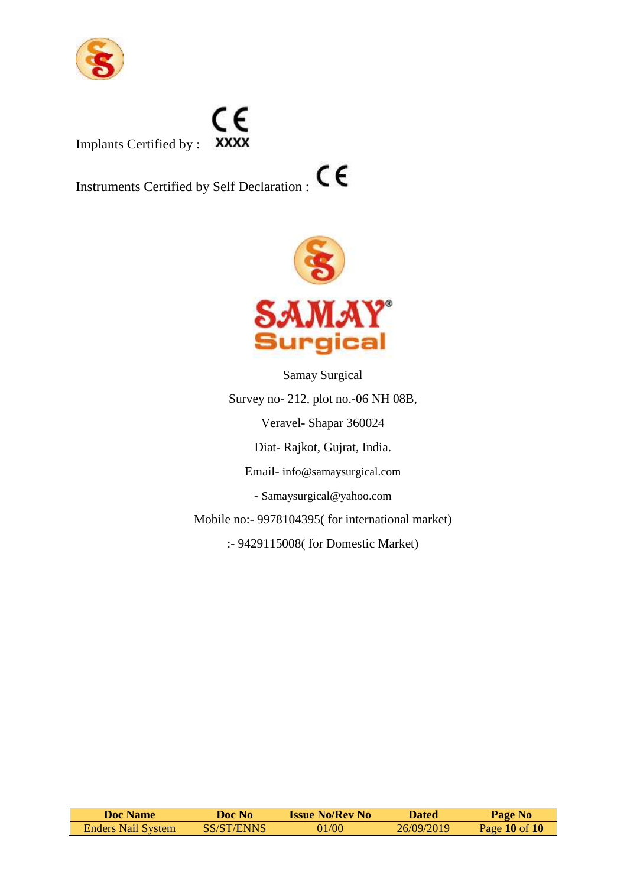Implants Certified by : CE XXXX

Instruments Certified by Self Declaration : CE

Samay Surgical

Survey no- 212, plot no.-06 NH 08B,

Veravel- Shapar 360024

Diat- Rajkot, Gujrat, India.

Email- info@samaysurgical.com

- Samaysurgical@yahoo.com

Mobile no:- 9978104395( for international market)

:- 9429115008( for Domestic Market)